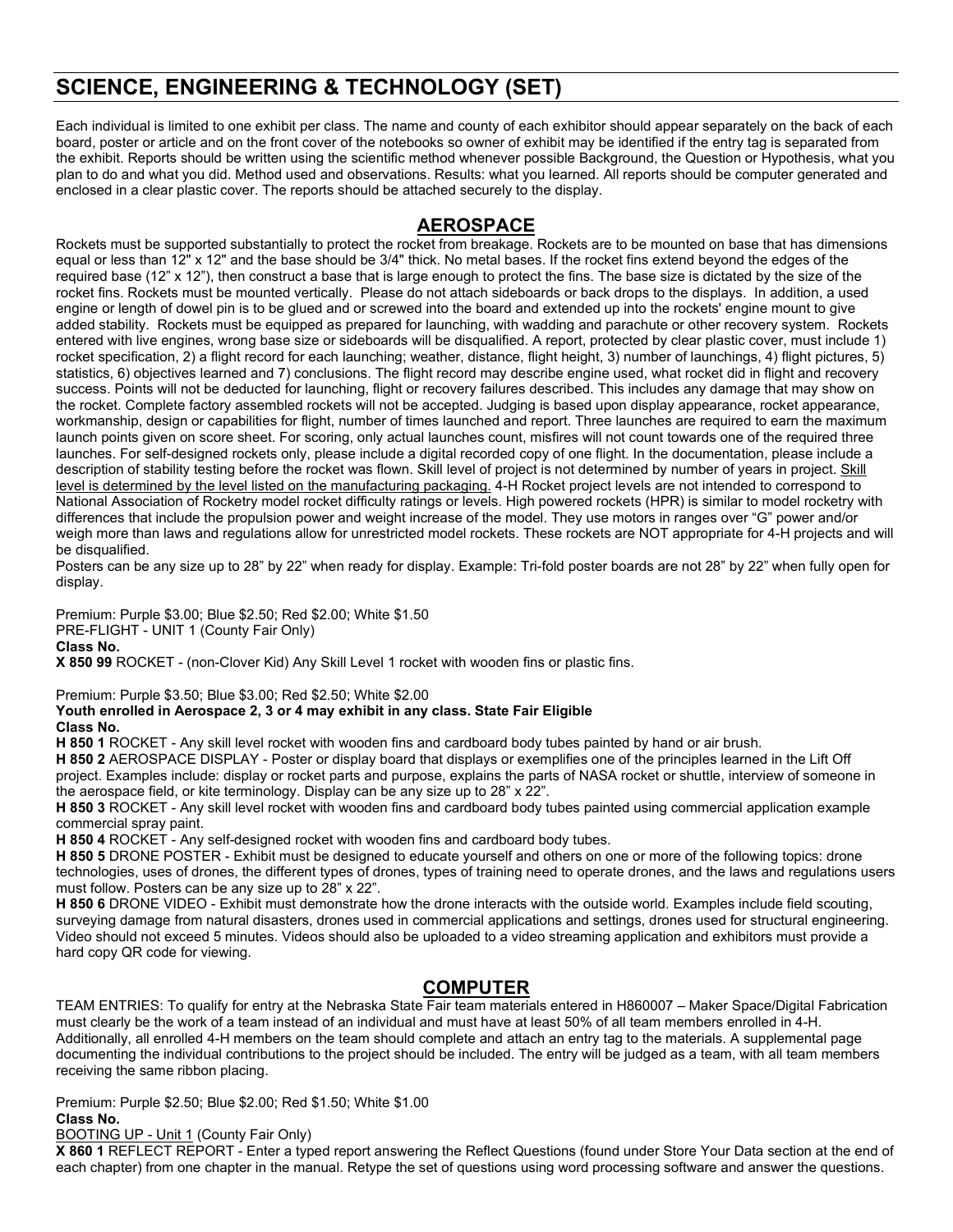# SCIENCE, ENGINEERING & TECHNOLOGY (SET)

Each individual is limited to one exhibit per class. The name and county of each exhibitor should appear separately on the back of each board, poster or article and on the front cover of the notebooks so owner of exhibit may be identified if the entry tag is separated from the exhibit. Reports should be written using the scientific method whenever possible Background, the Question or Hypothesis, what you plan to do and what you did. Method used and observations. Results: what you learned. All reports should be computer generated and enclosed in a clear plastic cover. The reports should be attached securely to the display.

## AEROSPACE

Rockets must be supported substantially to protect the rocket from breakage. Rockets are to be mounted on base that has dimensions equal or less than 12" x 12" and the base should be 3/4" thick. No metal bases. If the rocket fins extend beyond the edges of the required base (12" x 12"), then construct a base that is large enough to protect the fins. The base size is dictated by the size of the rocket fins. Rockets must be mounted vertically. Please do not attach sideboards or back drops to the displays. In addition, a used engine or length of dowel pin is to be glued and or screwed into the board and extended up into the rockets' engine mount to give added stability. Rockets must be equipped as prepared for launching, with wadding and parachute or other recovery system. Rockets entered with live engines, wrong base size or sideboards will be disqualified. A report, protected by clear plastic cover, must include 1) rocket specification, 2) a flight record for each launching; weather, distance, flight height, 3) number of launchings, 4) flight pictures, 5) statistics, 6) objectives learned and 7) conclusions. The flight record may describe engine used, what rocket did in flight and recovery success. Points will not be deducted for launching, flight or recovery failures described. This includes any damage that may show on the rocket. Complete factory assembled rockets will not be accepted. Judging is based upon display appearance, rocket appearance, workmanship, design or capabilities for flight, number of times launched and report. Three launches are required to earn the maximum launch points given on score sheet. For scoring, only actual launches count, misfires will not count towards one of the required three launches. For self-designed rockets only, please include a digital recorded copy of one flight. In the documentation, please include a description of stability testing before the rocket was flown. Skill level of project is not determined by number of years in project. Skill level is determined by the level listed on the manufacturing packaging. 4-H Rocket project levels are not intended to correspond to National Association of Rocketry model rocket difficulty ratings or levels. High powered rockets (HPR) is similar to model rocketry with differences that include the propulsion power and weight increase of the model. They use motors in ranges over "G" power and/or weigh more than laws and regulations allow for unrestricted model rockets. These rockets are NOT appropriate for 4-H projects and will be disqualified.

Posters can be any size up to 28" by 22" when ready for display. Example: Tri-fold poster boards are not 28" by 22" when fully open for display.

Premium: Purple $3.00; Blue $2.50; Red $2.00; White $1.50

PRE-FLIGHT - UNIT 1 (County Fair Only)

**Class No.**

**X 850 99** ROCKET - (non-Clover Kid) Any Skill Level 1 rocket with wooden fins or plastic fins.

Premium: Purple $3.50; Blue $3.00; Red $2.50; White $2.00

**Youth enrolled in Aerospace 2, 3 or 4 may exhibit in any class. State Fair Eligible**

**Class No.**

**H 850 1** ROCKET - Any skill level rocket with wooden fins and cardboard body tubes painted by hand or air brush.

**H 850 2** AEROSPACE DISPLAY - Poster or display board that displays or exemplifies one of the principles learned in the Lift Off project. Examples include: display or rocket parts and purpose, explains the parts of NASA rocket or shuttle, interview of someone in the aerospace field, or kite terminology. Display can be any size up to 28" x 22".

**H 850 3** ROCKET - Any skill level rocket with wooden fins and cardboard body tubes painted using commercial application example commercial spray paint.

**H 850 4** ROCKET - Any self-designed rocket with wooden fins and cardboard body tubes.

**H 850 5** DRONE POSTER - Exhibit must be designed to educate yourself and others on one or more of the following topics: drone technologies, uses of drones, the different types of drones, types of training need to operate drones, and the laws and regulations users must follow. Posters can be any size up to 28" x 22".

**H 850 6** DRONE VIDEO - Exhibit must demonstrate how the drone interacts with the outside world. Examples include field scouting, surveying damage from natural disasters, drones used in commercial applications and settings, drones used for structural engineering. Video should not exceed 5 minutes. Videos should also be uploaded to a video streaming application and exhibitors must provide a hard copy QR code for viewing.

## COMPUTER

TEAM ENTRIES: To qualify for entry at the Nebraska State Fair team materials entered in H860007 – Maker Space/Digital Fabrication must clearly be the work of a team instead of an individual and must have at least 50% of all team members enrolled in 4-H. Additionally, all enrolled 4-H members on the team should complete and attach an entry tag to the materials. A supplemental page documenting the individual contributions to the project should be included. The entry will be judged as a team, with all team members receiving the same ribbon placing.

Premium: Purple $2.50; Blue $2.00; Red $1.50; White $1.00

**Class No.**

BOOTING UP - Unit 1 (County Fair Only)

**X 860 1** REFLECT REPORT - Enter a typed report answering the Reflect Questions (found under Store Your Data section at the end of each chapter) from one chapter in the manual. Retype the set of questions using word processing software and answer the questions.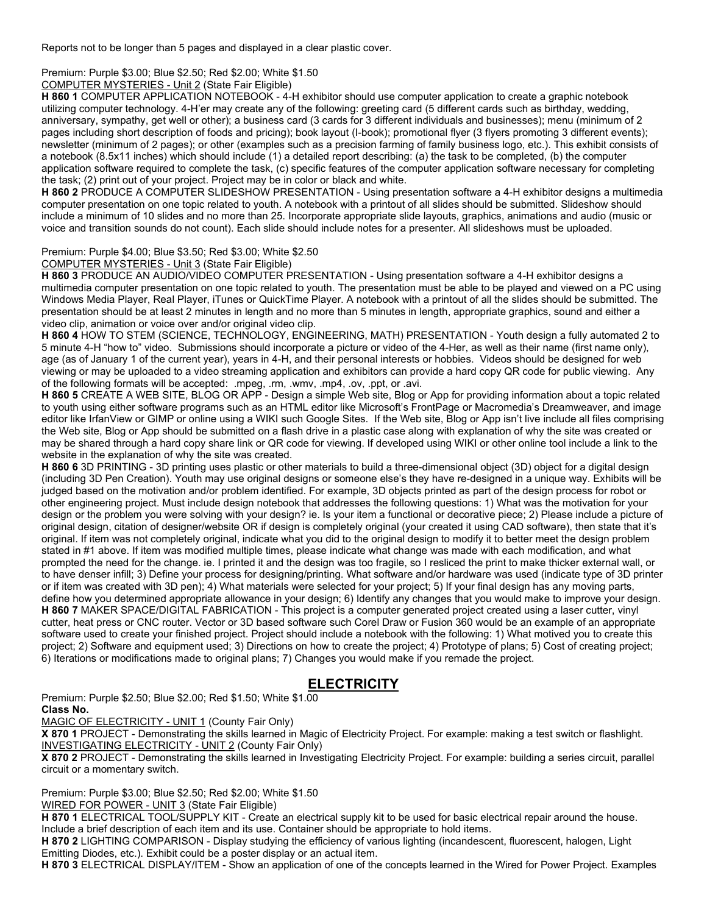Reports not to be longer than 5 pages and displayed in a clear plastic cover.

Premium: Purple $3.00; Blue $2.50; Red $2.00; White $1.50

COMPUTER MYSTERIES - Unit 2 (State Fair Eligible)

**H 860 1** COMPUTER APPLICATION NOTEBOOK - 4-H exhibitor should use computer application to create a graphic notebook utilizing computer technology. 4-H'er may create any of the following: greeting card (5 different cards such as birthday, wedding, anniversary, sympathy, get well or other); a business card (3 cards for 3 different individuals and businesses); menu (minimum of 2 pages including short description of foods and pricing); book layout (I-book); promotional flyer (3 flyers promoting 3 different events); newsletter (minimum of 2 pages); or other (examples such as a precision farming of family business logo, etc.). This exhibit consists of a notebook (8.5x11 inches) which should include (1) a detailed report describing: (a) the task to be completed, (b) the computer application software required to complete the task, (c) specific features of the computer application software necessary for completing the task; (2) print out of your project. Project may be in color or black and white.

**H 860 2** PRODUCE A COMPUTER SLIDESHOW PRESENTATION - Using presentation software a 4-H exhibitor designs a multimedia computer presentation on one topic related to youth. A notebook with a printout of all slides should be submitted. Slideshow should include a minimum of 10 slides and no more than 25. Incorporate appropriate slide layouts, graphics, animations and audio (music or voice and transition sounds do not count). Each slide should include notes for a presenter. All slideshows must be uploaded.

Premium: Purple $4.00; Blue $3.50; Red $3.00; White $2.50

COMPUTER MYSTERIES - Unit 3 (State Fair Eligible)

**H 860 3** PRODUCE AN AUDIO/VIDEO COMPUTER PRESENTATION - Using presentation software a 4-H exhibitor designs a multimedia computer presentation on one topic related to youth. The presentation must be able to be played and viewed on a PC using Windows Media Player, Real Player, iTunes or QuickTime Player. A notebook with a printout of all the slides should be submitted. The presentation should be at least 2 minutes in length and no more than 5 minutes in length, appropriate graphics, sound and either a video clip, animation or voice over and/or original video clip.

**H 860 4** HOW TO STEM (SCIENCE, TECHNOLOGY, ENGINEERING, MATH) PRESENTATION - Youth design a fully automated 2 to 5 minute 4-H "how to" video. Submissions should incorporate a picture or video of the 4-Her, as well as their name (first name only), age (as of January 1 of the current year), years in 4-H, and their personal interests or hobbies. Videos should be designed for web viewing or may be uploaded to a video streaming application and exhibitors can provide a hard copy QR code for public viewing. Any of the following formats will be accepted: .mpeg, .rm, .wmv, .mp4, .ov, .ppt, or .avi.

**H 860 5** CREATE A WEB SITE, BLOG OR APP - Design a simple Web site, Blog or App for providing information about a topic related to youth using either software programs such as an HTML editor like Microsoft's FrontPage or Macromedia's Dreamweaver, and image editor like IrfanView or GIMP or online using a WIKI such Google Sites. If the Web site, Blog or App isn't live include all files comprising the Web site, Blog or App should be submitted on a flash drive in a plastic case along with explanation of why the site was created or may be shared through a hard copy share link or QR code for viewing. If developed using WIKI or other online tool include a link to the website in the explanation of why the site was created.

**H 860 6** 3D PRINTING - 3D printing uses plastic or other materials to build a three-dimensional object (3D) object for a digital design (including 3D Pen Creation). Youth may use original designs or someone else's they have re-designed in a unique way. Exhibits will be judged based on the motivation and/or problem identified. For example, 3D objects printed as part of the design process for robot or other engineering project. Must include design notebook that addresses the following questions: 1) What was the motivation for your design or the problem you were solving with your design? ie. Is your item a functional or decorative piece; 2) Please include a picture of original design, citation of designer/website OR if design is completely original (your created it using CAD software), then state that it's original. If item was not completely original, indicate what you did to the original design to modify it to better meet the design problem stated in #1 above. If item was modified multiple times, please indicate what change was made with each modification, and what prompted the need for the change. ie. I printed it and the design was too fragile, so I resliced the print to make thicker external wall, or to have denser infill; 3) Define your process for designing/printing. What software and/or hardware was used (indicate type of 3D printer or if item was created with 3D pen); 4) What materials were selected for your project; 5) If your final design has any moving parts, define how you determined appropriate allowance in your design; 6) Identify any changes that you would make to improve your design.

**H 860 7** MAKER SPACE/DIGITAL FABRICATION - This project is a computer generated project created using a laser cutter, vinyl cutter, heat press or CNC router. Vector or 3D based software such Corel Draw or Fusion 360 would be an example of an appropriate software used to create your finished project. Project should include a notebook with the following: 1) What motived you to create this project; 2) Software and equipment used; 3) Directions on how to create the project; 4) Prototype of plans; 5) Cost of creating project; 6) Iterations or modifications made to original plans; 7) Changes you would make if you remade the project.

## ELECTRICITY

Premium: Purple $2.50; Blue $2.00; Red $1.50; White $1.00

**Class No.**

MAGIC OF ELECTRICITY - UNIT 1 (County Fair Only)

**X 870 1** PROJECT - Demonstrating the skills learned in Magic of Electricity Project. For example: making a test switch or flashlight.

INVESTIGATING ELECTRICITY - UNIT 2 (County Fair Only)

**X 870 2** PROJECT - Demonstrating the skills learned in Investigating Electricity Project. For example: building a series circuit, parallel circuit or a momentary switch.

Premium: Purple $3.00; Blue $2.50; Red $2.00; White $1.50

WIRED FOR POWER - UNIT 3 (State Fair Eligible)

**H 870 1** ELECTRICAL TOOL/SUPPLY KIT - Create an electrical supply kit to be used for basic electrical repair around the house. Include a brief description of each item and its use. Container should be appropriate to hold items.

**H 870 2** LIGHTING COMPARISON - Display studying the efficiency of various lighting (incandescent, fluorescent, halogen, Light Emitting Diodes, etc.). Exhibit could be a poster display or an actual item.

**H 870 3** ELECTRICAL DISPLAY/ITEM - Show an application of one of the concepts learned in the Wired for Power Project. Examples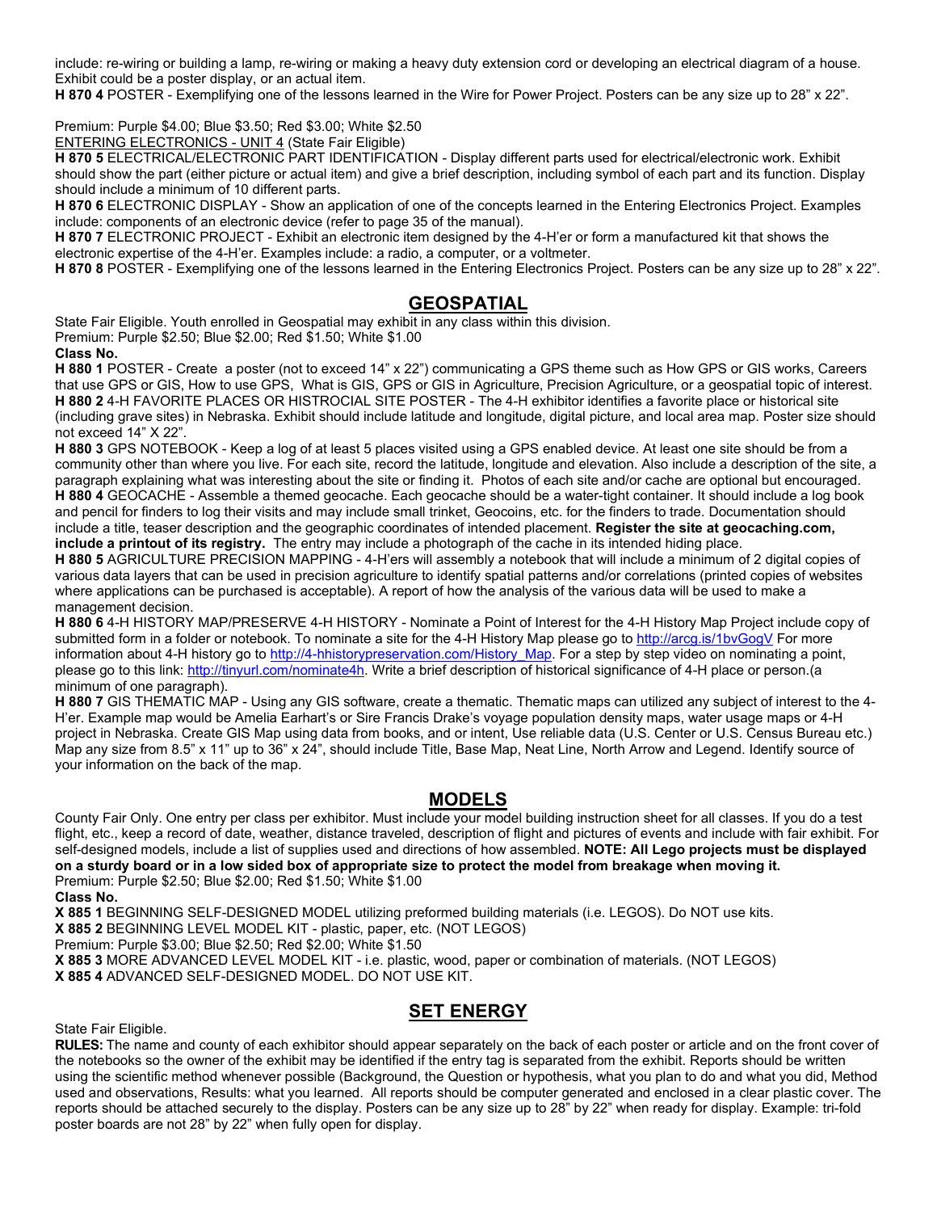include: re-wiring or building a lamp, re-wiring or making a heavy duty extension cord or developing an electrical diagram of a house. Exhibit could be a poster display, or an actual item.

**H 870 4** POSTER - Exemplifying one of the lessons learned in the Wire for Power Project. Posters can be any size up to 28" x 22".

Premium: Purple $4.00; Blue $3.50; Red $3.00; White $2.50

<u>ENTERING ELECTRONICS - UNIT 4</u> (State Fair Eligible)

**H 870 5** ELECTRICAL/ELECTRONIC PART IDENTIFICATION - Display different parts used for electrical/electronic work. Exhibit should show the part (either picture or actual item) and give a brief description, including symbol of each part and its function. Display should include a minimum of 10 different parts.

**H 870 6** ELECTRONIC DISPLAY - Show an application of one of the concepts learned in the Entering Electronics Project. Examples include: components of an electronic device (refer to page 35 of the manual).

**H 870 7** ELECTRONIC PROJECT - Exhibit an electronic item designed by the 4-H'er or form a manufactured kit that shows the electronic expertise of the 4-H'er. Examples include: a radio, a computer, or a voltmeter.

**H 870 8** POSTER - Exemplifying one of the lessons learned in the Entering Electronics Project. Posters can be any size up to 28" x 22".

## GEOSPATIAL

State Fair Eligible. Youth enrolled in Geospatial may exhibit in any class within this division.

Premium: Purple $2.50; Blue $2.00; Red $1.50; White $1.00

**Class No.**

**H 880 1** POSTER - Create a poster (not to exceed 14" x 22") communicating a GPS theme such as How GPS or GIS works, Careers that use GPS or GIS, How to use GPS, What is GIS, GPS or GIS in Agriculture, Precision Agriculture, or a geospatial topic of interest.

**H 880 2** 4-H FAVORITE PLACES OR HISTROCIAL SITE POSTER - The 4-H exhibitor identifies a favorite place or historical site (including grave sites) in Nebraska. Exhibit should include latitude and longitude, digital picture, and local area map. Poster size should not exceed 14" X 22".

**H 880 3** GPS NOTEBOOK - Keep a log of at least 5 places visited using a GPS enabled device. At least one site should be from a community other than where you live. For each site, record the latitude, longitude and elevation. Also include a description of the site, a paragraph explaining what was interesting about the site or finding it. Photos of each site and/or cache are optional but encouraged.

**H 880 4** GEOCACHE - Assemble a themed geocache. Each geocache should be a water-tight container. It should include a log book and pencil for finders to log their visits and may include small trinket, Geocoins, etc. for the finders to trade. Documentation should include a title, teaser description and the geographic coordinates of intended placement. **Register the site at geocaching.com, include a printout of its registry.** The entry may include a photograph of the cache in its intended hiding place.

**H 880 5** AGRICULTURE PRECISION MAPPING - 4-H'ers will assembly a notebook that will include a minimum of 2 digital copies of various data layers that can be used in precision agriculture to identify spatial patterns and/or correlations (printed copies of websites where applications can be purchased is acceptable). A report of how the analysis of the various data will be used to make a management decision.

**H 880 6** 4-H HISTORY MAP/PRESERVE 4-H HISTORY - Nominate a Point of Interest for the 4-H History Map Project include copy of submitted form in a folder or notebook. To nominate a site for the 4-H History Map please go to http://arcg.is/1bvGogV For more information about 4-H history go to http://4-hhistorypreservation.com/History_Map. For a step by step video on nominating a point, please go to this link: http://tinyurl.com/nominate4h. Write a brief description of historical significance of 4-H place or person.(a minimum of one paragraph).

**H 880 7** GIS THEMATIC MAP - Using any GIS software, create a thematic. Thematic maps can utilized any subject of interest to the 4-H'er. Example map would be Amelia Earhart's or Sire Francis Drake's voyage population density maps, water usage maps or 4-H project in Nebraska. Create GIS Map using data from books, and or intent, Use reliable data (U.S. Center or U.S. Census Bureau etc.) Map any size from 8.5" x 11" up to 36" x 24", should include Title, Base Map, Neat Line, North Arrow and Legend. Identify source of your information on the back of the map.

## MODELS

County Fair Only. One entry per class per exhibitor. Must include your model building instruction sheet for all classes. If you do a test flight, etc., keep a record of date, weather, distance traveled, description of flight and pictures of events and include with fair exhibit. For self-designed models, include a list of supplies used and directions of how assembled. **NOTE: All Lego projects must be displayed on a sturdy board or in a low sided box of appropriate size to protect the model from breakage when moving it.**

Premium: Purple $2.50; Blue $2.00; Red $1.50; White $1.00

**Class No.**

**X 885 1** BEGINNING SELF-DESIGNED MODEL utilizing preformed building materials (i.e. LEGOS). Do NOT use kits.

**X 885 2** BEGINNING LEVEL MODEL KIT - plastic, paper, etc. (NOT LEGOS)

Premium: Purple $3.00; Blue $2.50; Red $2.00; White $1.50

**X 885 3** MORE ADVANCED LEVEL MODEL KIT - i.e. plastic, wood, paper or combination of materials. (NOT LEGOS)

**X 885 4** ADVANCED SELF-DESIGNED MODEL. DO NOT USE KIT.

## SET ENERGY

State Fair Eligible.

**RULES:** The name and county of each exhibitor should appear separately on the back of each poster or article and on the front cover of the notebooks so the owner of the exhibit may be identified if the entry tag is separated from the exhibit. Reports should be written using the scientific method whenever possible (Background, the Question or hypothesis, what you plan to do and what you did, Method used and observations, Results: what you learned. All reports should be computer generated and enclosed in a clear plastic cover. The reports should be attached securely to the display. Posters can be any size up to 28" by 22" when ready for display. Example: tri-fold poster boards are not 28" by 22" when fully open for display.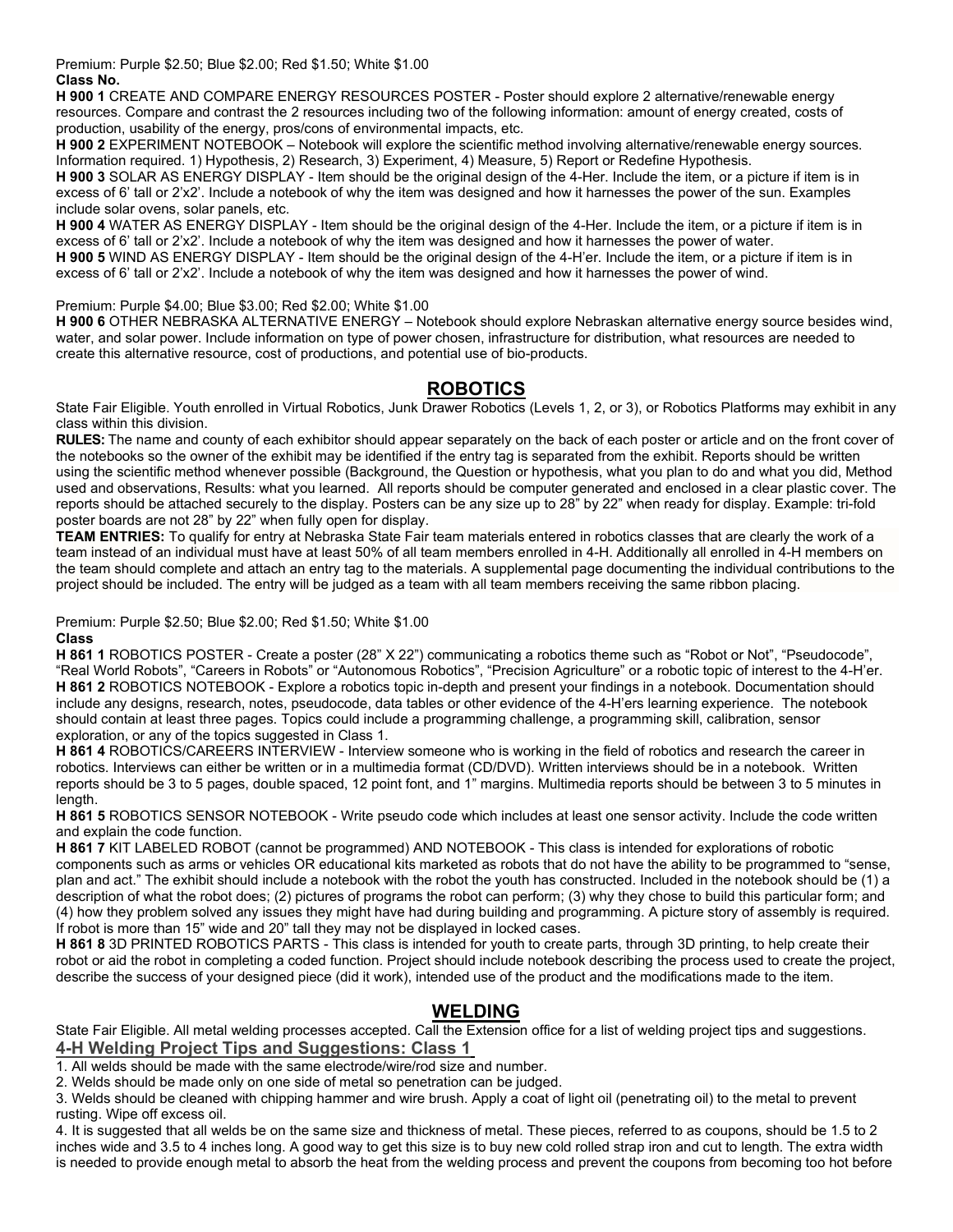Premium: Purple $2.50; Blue $2.00; Red $1.50; White $1.00

**Class No.**

**H 900 1** CREATE AND COMPARE ENERGY RESOURCES POSTER - Poster should explore 2 alternative/renewable energy resources. Compare and contrast the 2 resources including two of the following information: amount of energy created, costs of production, usability of the energy, pros/cons of environmental impacts, etc.

**H 900 2** EXPERIMENT NOTEBOOK – Notebook will explore the scientific method involving alternative/renewable energy sources. Information required. 1) Hypothesis, 2) Research, 3) Experiment, 4) Measure, 5) Report or Redefine Hypothesis.

**H 900 3** SOLAR AS ENERGY DISPLAY - Item should be the original design of the 4-Her. Include the item, or a picture if item is in excess of 6' tall or 2'x2'. Include a notebook of why the item was designed and how it harnesses the power of the sun. Examples include solar ovens, solar panels, etc.

**H 900 4** WATER AS ENERGY DISPLAY - Item should be the original design of the 4-Her. Include the item, or a picture if item is in excess of 6' tall or 2'x2'. Include a notebook of why the item was designed and how it harnesses the power of water.

**H 900 5** WIND AS ENERGY DISPLAY - Item should be the original design of the 4-H'er. Include the item, or a picture if item is in excess of 6' tall or 2'x2'. Include a notebook of why the item was designed and how it harnesses the power of wind.

Premium: Purple $4.00; Blue $3.00; Red $2.00; White $1.00

**H 900 6** OTHER NEBRASKA ALTERNATIVE ENERGY – Notebook should explore Nebraskan alternative energy source besides wind, water, and solar power. Include information on type of power chosen, infrastructure for distribution, what resources are needed to create this alternative resource, cost of productions, and potential use of bio-products.

## ROBOTICS

State Fair Eligible. Youth enrolled in Virtual Robotics, Junk Drawer Robotics (Levels 1, 2, or 3), or Robotics Platforms may exhibit in any class within this division.

**RULES:** The name and county of each exhibitor should appear separately on the back of each poster or article and on the front cover of the notebooks so the owner of the exhibit may be identified if the entry tag is separated from the exhibit. Reports should be written using the scientific method whenever possible (Background, the Question or hypothesis, what you plan to do and what you did, Method used and observations, Results: what you learned. All reports should be computer generated and enclosed in a clear plastic cover. The reports should be attached securely to the display. Posters can be any size up to 28" by 22" when ready for display. Example: tri-fold poster boards are not 28" by 22" when fully open for display.

**TEAM ENTRIES:** To qualify for entry at Nebraska State Fair team materials entered in robotics classes that are clearly the work of a team instead of an individual must have at least 50% of all team members enrolled in 4-H. Additionally all enrolled in 4-H members on the team should complete and attach an entry tag to the materials. A supplemental page documenting the individual contributions to the project should be included. The entry will be judged as a team with all team members receiving the same ribbon placing.

Premium: Purple $2.50; Blue $2.00; Red $1.50; White $1.00

**Class**

**H 861 1** ROBOTICS POSTER - Create a poster (28" X 22") communicating a robotics theme such as "Robot or Not", "Pseudocode", "Real World Robots", "Careers in Robots" or "Autonomous Robotics", "Precision Agriculture" or a robotic topic of interest to the 4-H'er.

**H 861 2** ROBOTICS NOTEBOOK - Explore a robotics topic in-depth and present your findings in a notebook. Documentation should include any designs, research, notes, pseudocode, data tables or other evidence of the 4-H'ers learning experience. The notebook should contain at least three pages. Topics could include a programming challenge, a programming skill, calibration, sensor exploration, or any of the topics suggested in Class 1.

**H 861 4** ROBOTICS/CAREERS INTERVIEW - Interview someone who is working in the field of robotics and research the career in robotics. Interviews can either be written or in a multimedia format (CD/DVD). Written interviews should be in a notebook. Written reports should be 3 to 5 pages, double spaced, 12 point font, and 1" margins. Multimedia reports should be between 3 to 5 minutes in length.

**H 861 5** ROBOTICS SENSOR NOTEBOOK - Write pseudo code which includes at least one sensor activity. Include the code written and explain the code function.

**H 861 7** KIT LABELED ROBOT (cannot be programmed) AND NOTEBOOK - This class is intended for explorations of robotic components such as arms or vehicles OR educational kits marketed as robots that do not have the ability to be programmed to "sense, plan and act." The exhibit should include a notebook with the robot the youth has constructed. Included in the notebook should be (1) a description of what the robot does; (2) pictures of programs the robot can perform; (3) why they chose to build this particular form; and (4) how they problem solved any issues they might have had during building and programming. A picture story of assembly is required. If robot is more than 15" wide and 20" tall they may not be displayed in locked cases.

**H 861 8** 3D PRINTED ROBOTICS PARTS - This class is intended for youth to create parts, through 3D printing, to help create their robot or aid the robot in completing a coded function. Project should include notebook describing the process used to create the project, describe the success of your designed piece (did it work), intended use of the product and the modifications made to the item.

## WELDING

State Fair Eligible. All metal welding processes accepted. Call the Extension office for a list of welding project tips and suggestions.

### 4-H Welding Project Tips and Suggestions: Class 1

1. All welds should be made with the same electrode/wire/rod size and number.
2. Welds should be made only on one side of metal so penetration can be judged.
3. Welds should be cleaned with chipping hammer and wire brush. Apply a coat of light oil (penetrating oil) to the metal to prevent rusting. Wipe off excess oil.
4. It is suggested that all welds be on the same size and thickness of metal. These pieces, referred to as coupons, should be 1.5 to 2 inches wide and 3.5 to 4 inches long. A good way to get this size is to buy new cold rolled strap iron and cut to length. The extra width is needed to provide enough metal to absorb the heat from the welding process and prevent the coupons from becoming too hot before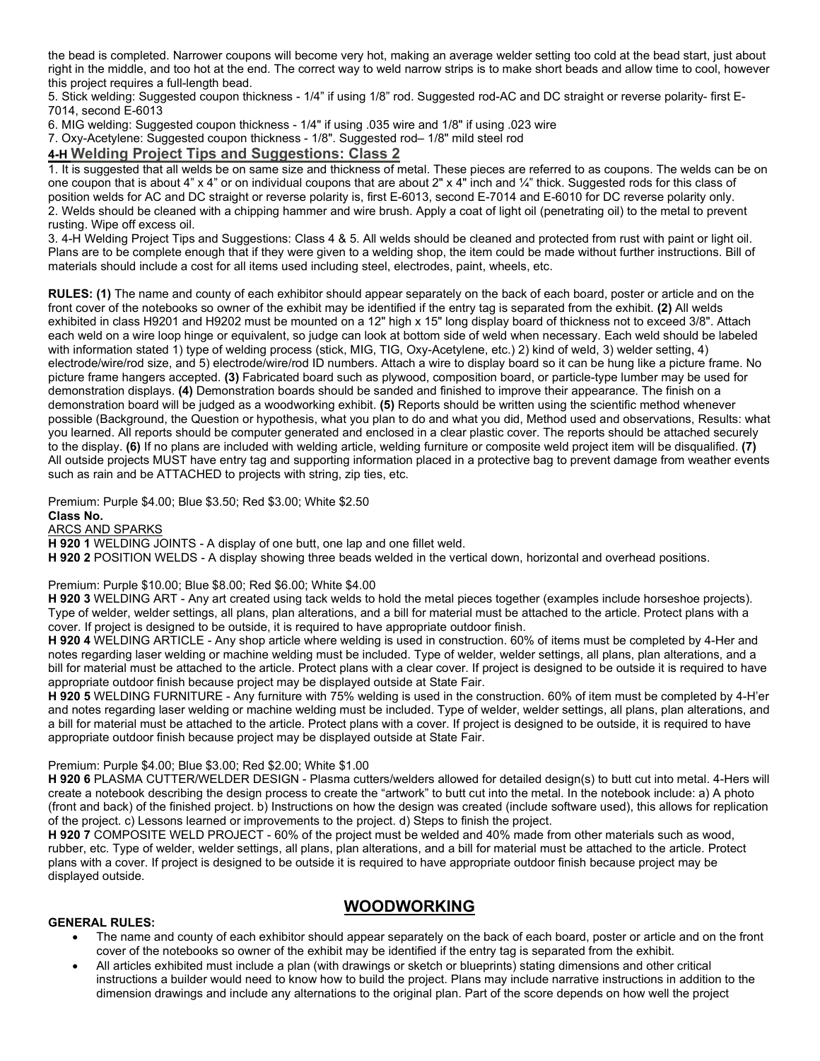the bead is completed. Narrower coupons will become very hot, making an average welder setting too cold at the bead start, just about right in the middle, and too hot at the end. The correct way to weld narrow strips is to make short beads and allow time to cool, however this project requires a full-length bead.

5. Stick welding: Suggested coupon thickness - 1/4" if using 1/8" rod. Suggested rod-AC and DC straight or reverse polarity- first E-7014, second E-6013

6. MIG welding: Suggested coupon thickness - 1/4" if using .035 wire and 1/8" if using .023 wire

7. Oxy-Acetylene: Suggested coupon thickness - 1/8". Suggested rod– 1/8" mild steel rod

## 4-H Welding Project Tips and Suggestions: Class 2

1. It is suggested that all welds be on same size and thickness of metal. These pieces are referred to as coupons. The welds can be on one coupon that is about 4" x 4" or on individual coupons that are about 2" x 4" inch and ¼" thick. Suggested rods for this class of position welds for AC and DC straight or reverse polarity is, first E-6013, second E-7014 and E-6010 for DC reverse polarity only.
2. Welds should be cleaned with a chipping hammer and wire brush. Apply a coat of light oil (penetrating oil) to the metal to prevent rusting. Wipe off excess oil.
3. 4-H Welding Project Tips and Suggestions: Class 4 & 5. All welds should be cleaned and protected from rust with paint or light oil. Plans are to be complete enough that if they were given to a welding shop, the item could be made without further instructions. Bill of materials should include a cost for all items used including steel, electrodes, paint, wheels, etc.

**RULES: (1)** The name and county of each exhibitor should appear separately on the back of each board, poster or article and on the front cover of the notebooks so owner of the exhibit may be identified if the entry tag is separated from the exhibit. **(2)** All welds exhibited in class H9201 and H9202 must be mounted on a 12" high x 15" long display board of thickness not to exceed 3/8". Attach each weld on a wire loop hinge or equivalent, so judge can look at bottom side of weld when necessary. Each weld should be labeled with information stated 1) type of welding process (stick, MIG, TIG, Oxy-Acetylene, etc.) 2) kind of weld, 3) welder setting, 4) electrode/wire/rod size, and 5) electrode/wire/rod ID numbers. Attach a wire to display board so it can be hung like a picture frame. No picture frame hangers accepted. **(3)** Fabricated board such as plywood, composition board, or particle-type lumber may be used for demonstration displays. **(4)** Demonstration boards should be sanded and finished to improve their appearance. The finish on a demonstration board will be judged as a woodworking exhibit. **(5)** Reports should be written using the scientific method whenever possible (Background, the Question or hypothesis, what you plan to do and what you did, Method used and observations, Results: what you learned. All reports should be computer generated and enclosed in a clear plastic cover. The reports should be attached securely to the display. **(6)** If no plans are included with welding article, welding furniture or composite weld project item will be disqualified. **(7)** All outside projects MUST have entry tag and supporting information placed in a protective bag to prevent damage from weather events such as rain and be ATTACHED to projects with string, zip ties, etc.

Premium: Purple $4.00; Blue $3.50; Red $3.00; White $2.50

**Class No.**

ARCS AND SPARKS

**H 920 1** WELDING JOINTS - A display of one butt, one lap and one fillet weld.

**H 920 2** POSITION WELDS - A display showing three beads welded in the vertical down, horizontal and overhead positions.

Premium: Purple $10.00; Blue $8.00; Red $6.00; White $4.00

**H 920 3** WELDING ART - Any art created using tack welds to hold the metal pieces together (examples include horseshoe projects). Type of welder, welder settings, all plans, plan alterations, and a bill for material must be attached to the article. Protect plans with a cover. If project is designed to be outside, it is required to have appropriate outdoor finish.

**H 920 4** WELDING ARTICLE - Any shop article where welding is used in construction. 60% of items must be completed by 4-Her and notes regarding laser welding or machine welding must be included. Type of welder, welder settings, all plans, plan alterations, and a bill for material must be attached to the article. Protect plans with a clear cover. If project is designed to be outside it is required to have appropriate outdoor finish because project may be displayed outside at State Fair.

**H 920 5** WELDING FURNITURE - Any furniture with 75% welding is used in the construction. 60% of item must be completed by 4-H'er and notes regarding laser welding or machine welding must be included. Type of welder, welder settings, all plans, plan alterations, and a bill for material must be attached to the article. Protect plans with a cover. If project is designed to be outside, it is required to have appropriate outdoor finish because project may be displayed outside at State Fair.

Premium: Purple $4.00; Blue $3.00; Red $2.00; White $1.00

**H 920 6** PLASMA CUTTER/WELDER DESIGN - Plasma cutters/welders allowed for detailed design(s) to butt cut into metal. 4-Hers will create a notebook describing the design process to create the "artwork" to butt cut into the metal. In the notebook include: a) A photo (front and back) of the finished project. b) Instructions on how the design was created (include software used), this allows for replication of the project. c) Lessons learned or improvements to the project. d) Steps to finish the project.

**H 920 7** COMPOSITE WELD PROJECT - 60% of the project must be welded and 40% made from other materials such as wood, rubber, etc. Type of welder, welder settings, all plans, plan alterations, and a bill for material must be attached to the article. Protect plans with a cover. If project is designed to be outside it is required to have appropriate outdoor finish because project may be displayed outside.

## WOODWORKING

**GENERAL RULES:**

- The name and county of each exhibitor should appear separately on the back of each board, poster or article and on the front cover of the notebooks so owner of the exhibit may be identified if the entry tag is separated from the exhibit.
- All articles exhibited must include a plan (with drawings or sketch or blueprints) stating dimensions and other critical instructions a builder would need to know how to build the project. Plans may include narrative instructions in addition to the dimension drawings and include any alternations to the original plan. Part of the score depends on how well the project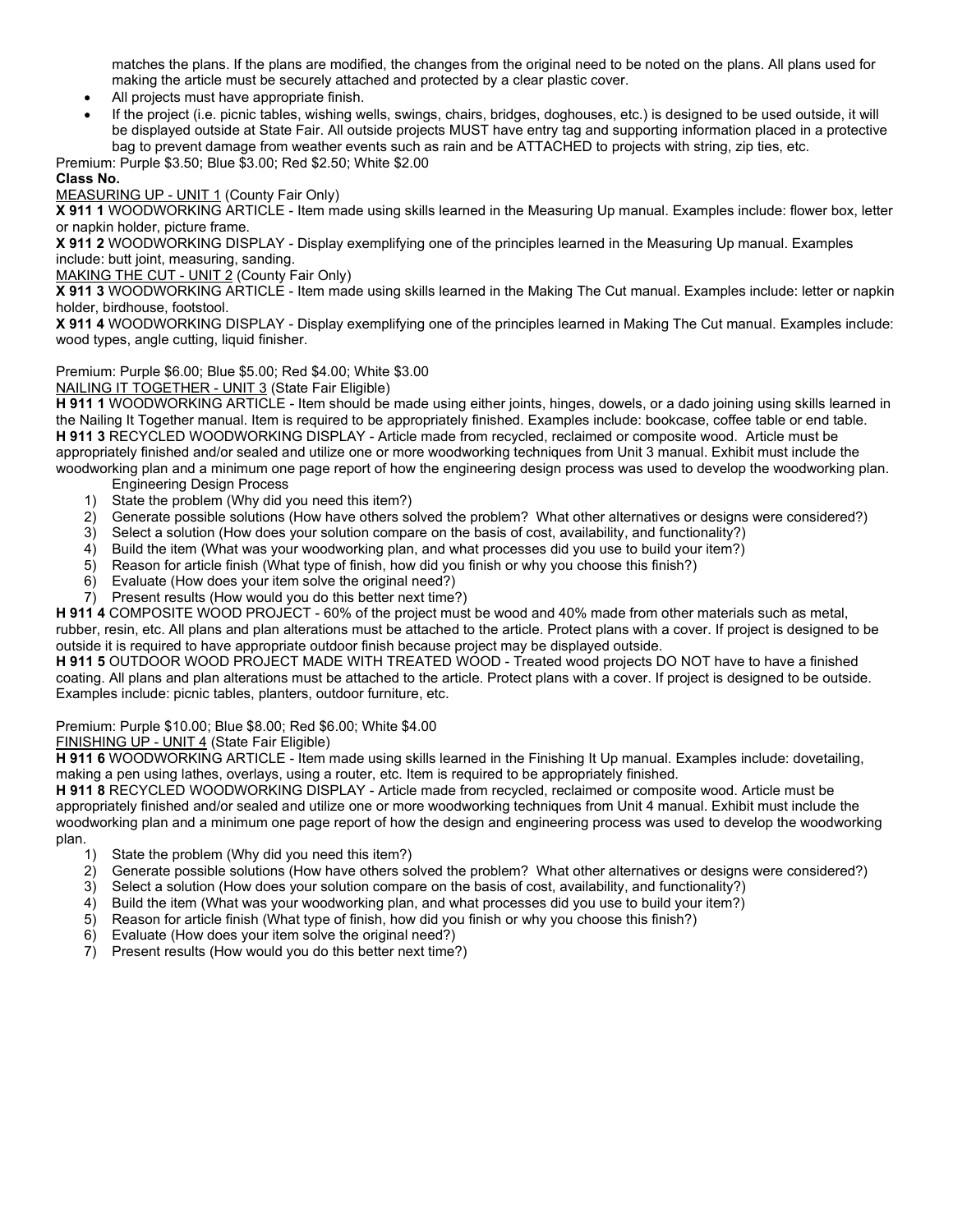matches the plans. If the plans are modified, the changes from the original need to be noted on the plans. All plans used for making the article must be securely attached and protected by a clear plastic cover.

- All projects must have appropriate finish.
- If the project (i.e. picnic tables, wishing wells, swings, chairs, bridges, doghouses, etc.) is designed to be used outside, it will be displayed outside at State Fair. All outside projects MUST have entry tag and supporting information placed in a protective bag to prevent damage from weather events such as rain and be ATTACHED to projects with string, zip ties, etc.

Premium: Purple $3.50; Blue $3.00; Red $2.50; White $2.00

**Class No.**

MEASURING UP - UNIT 1 (County Fair Only)

**X 911 1** WOODWORKING ARTICLE - Item made using skills learned in the Measuring Up manual. Examples include: flower box, letter or napkin holder, picture frame.

**X 911 2** WOODWORKING DISPLAY - Display exemplifying one of the principles learned in the Measuring Up manual. Examples include: butt joint, measuring, sanding.

MAKING THE CUT - UNIT 2 (County Fair Only)

**X 911 3** WOODWORKING ARTICLE - Item made using skills learned in the Making The Cut manual. Examples include: letter or napkin holder, birdhouse, footstool.

**X 911 4** WOODWORKING DISPLAY - Display exemplifying one of the principles learned in Making The Cut manual. Examples include: wood types, angle cutting, liquid finisher.

Premium: Purple $6.00; Blue $5.00; Red $4.00; White $3.00

NAILING IT TOGETHER - UNIT 3 (State Fair Eligible)

**H 911 1** WOODWORKING ARTICLE - Item should be made using either joints, hinges, dowels, or a dado joining using skills learned in the Nailing It Together manual. Item is required to be appropriately finished. Examples include: bookcase, coffee table or end table.

**H 911 3** RECYCLED WOODWORKING DISPLAY - Article made from recycled, reclaimed or composite wood. Article must be appropriately finished and/or sealed and utilize one or more woodworking techniques from Unit 3 manual. Exhibit must include the woodworking plan and a minimum one page report of how the engineering design process was used to develop the woodworking plan.

Engineering Design Process

1) State the problem (Why did you need this item?)
2) Generate possible solutions (How have others solved the problem? What other alternatives or designs were considered?)
3) Select a solution (How does your solution compare on the basis of cost, availability, and functionality?)
4) Build the item (What was your woodworking plan, and what processes did you use to build your item?)
5) Reason for article finish (What type of finish, how did you finish or why you choose this finish?)
6) Evaluate (How does your item solve the original need?)
7) Present results (How would you do this better next time?)

**H 911 4** COMPOSITE WOOD PROJECT - 60% of the project must be wood and 40% made from other materials such as metal, rubber, resin, etc. All plans and plan alterations must be attached to the article. Protect plans with a cover. If project is designed to be outside it is required to have appropriate outdoor finish because project may be displayed outside.

**H 911 5** OUTDOOR WOOD PROJECT MADE WITH TREATED WOOD - Treated wood projects DO NOT have to have a finished coating. All plans and plan alterations must be attached to the article. Protect plans with a cover. If project is designed to be outside. Examples include: picnic tables, planters, outdoor furniture, etc.

Premium: Purple $10.00; Blue $8.00; Red $6.00; White $4.00

FINISHING UP - UNIT 4 (State Fair Eligible)

**H 911 6** WOODWORKING ARTICLE - Item made using skills learned in the Finishing It Up manual. Examples include: dovetailing, making a pen using lathes, overlays, using a router, etc. Item is required to be appropriately finished.

**H 911 8** RECYCLED WOODWORKING DISPLAY - Article made from recycled, reclaimed or composite wood. Article must be appropriately finished and/or sealed and utilize one or more woodworking techniques from Unit 4 manual. Exhibit must include the woodworking plan and a minimum one page report of how the design and engineering process was used to develop the woodworking plan.

1) State the problem (Why did you need this item?)
2) Generate possible solutions (How have others solved the problem? What other alternatives or designs were considered?)
3) Select a solution (How does your solution compare on the basis of cost, availability, and functionality?)
4) Build the item (What was your woodworking plan, and what processes did you use to build your item?)
5) Reason for article finish (What type of finish, how did you finish or why you choose this finish?)
6) Evaluate (How does your item solve the original need?)
7) Present results (How would you do this better next time?)